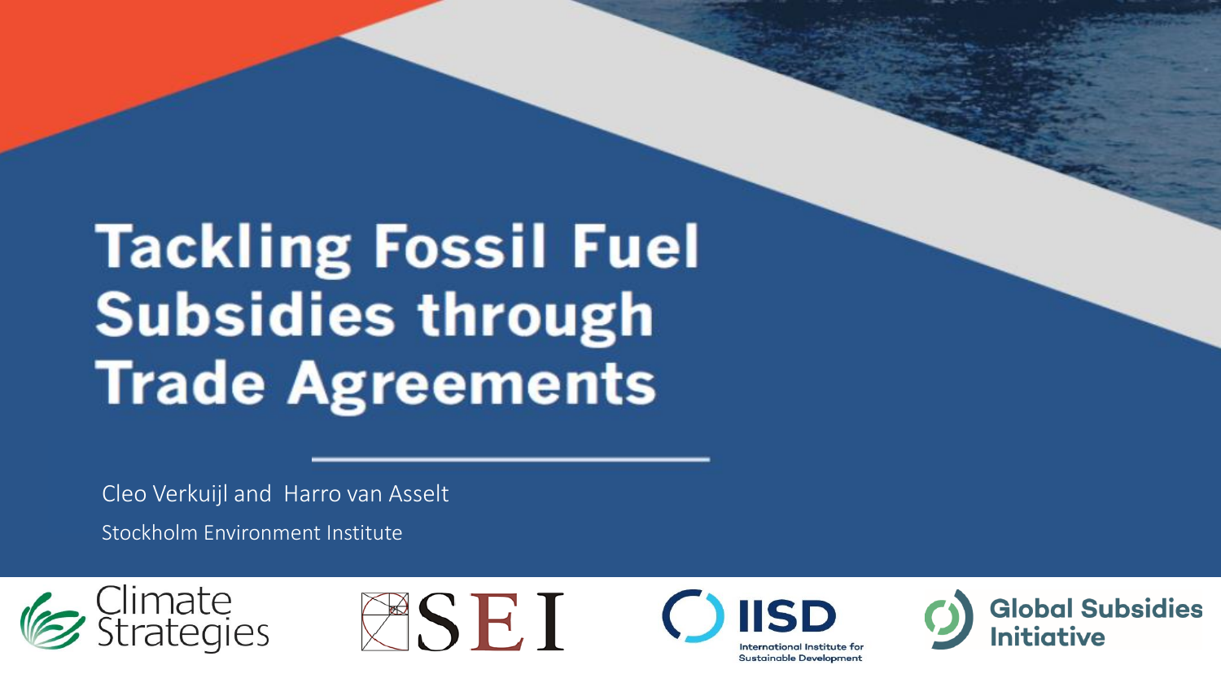# Tackling Fossil Fuel Subsidies through Trade Agreements

Cleo Verkuijl and Harro van Asselt

Stockholm Environment Institute

Climate Strategies

SEI

IISD International Institute for Sustainable Development

Global Subsidies Initiative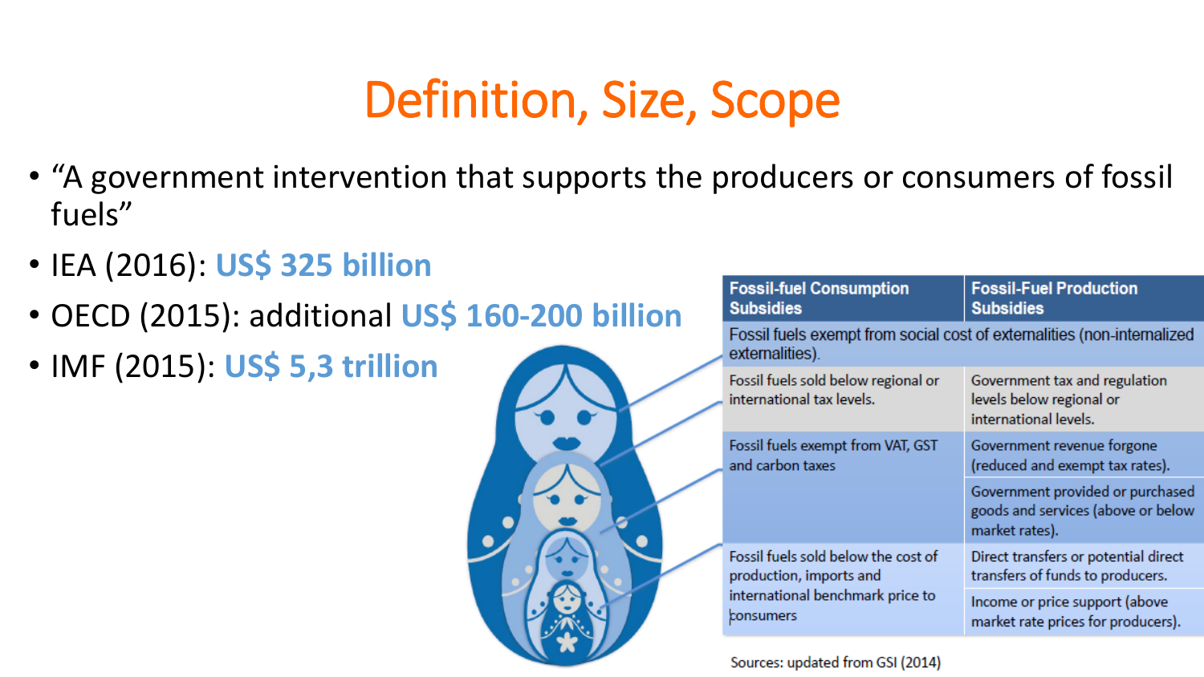# Definition, Size, Scope

- "A government intervention that supports the producers or consumers of fossil fuels"
- IEA (2016): **US$ 325 billion**
- OECD (2015): additional **US$ 160-200 billion**
- IMF (2015): **US$ 5,3 trillion**

| Fossil-fuel Consumption Subsidies | Fossil-Fuel Production Subsidies |
| --- | --- |
| Fossil fuels exempt from social cost of externalities (non-internalized externalities). | |
| Fossil fuels sold below regional or international tax levels. | Government tax and regulation levels below regional or international levels. |
| Fossil fuels exempt from VAT, GST and carbon taxes | Government revenue forgone (reduced and exempt tax rates). |
| | Government provided or purchased goods and services (above or below market rates). |
| Fossil fuels sold below the cost of production, imports and international benchmark price to consumers | Direct transfers or potential direct transfers of funds to producers. |
| | Income or price support (above market rate prices for producers). |

Sources: updated from GSI (2014)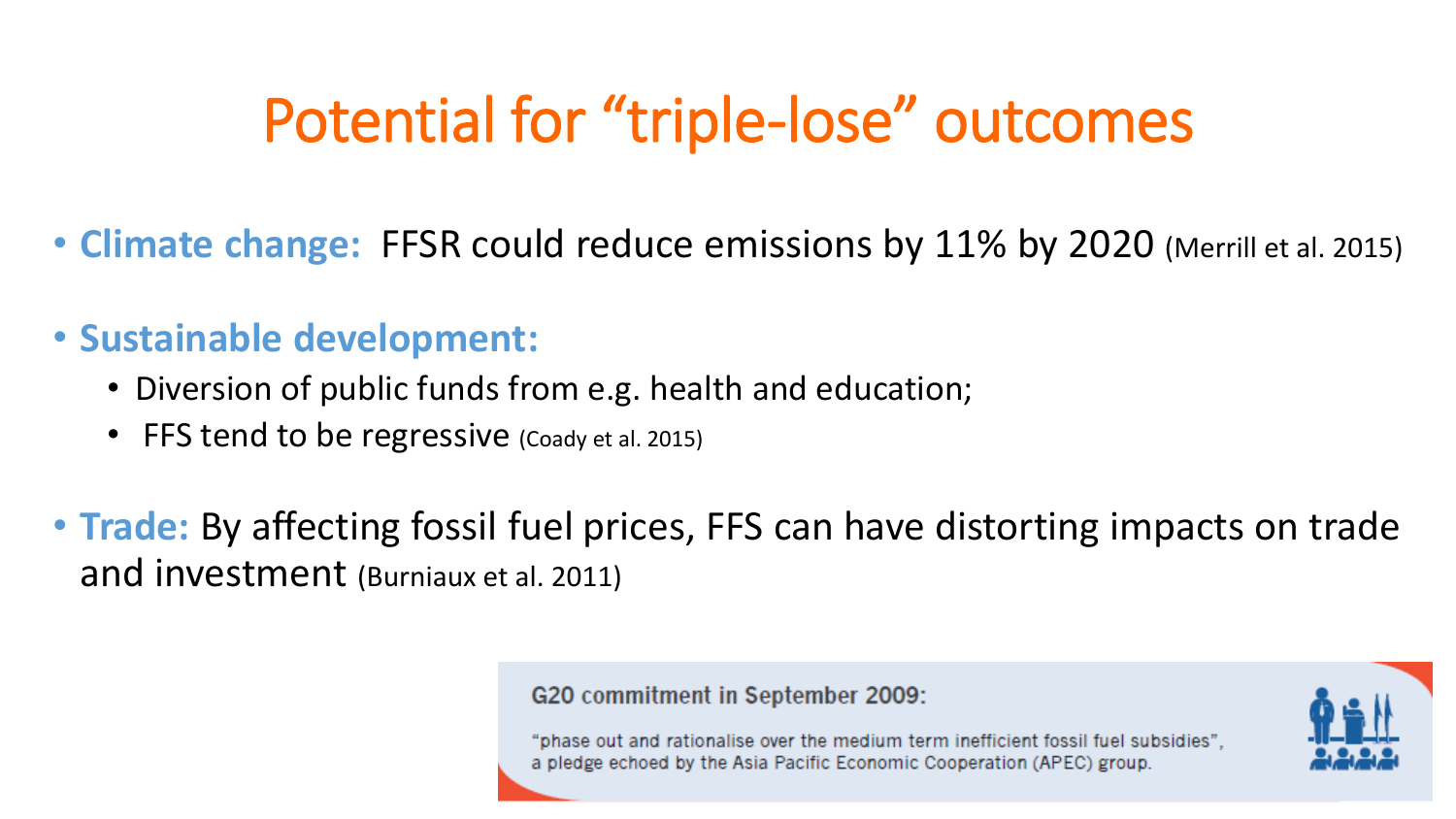# Potential for "triple-lose" outcomes

- **Climate change:** FFSR could reduce emissions by 11% by 2020 (Merrill et al. 2015)
- **Sustainable development:**
  - Diversion of public funds from e.g. health and education;
  - FFS tend to be regressive (Coady et al. 2015)
- **Trade:** By affecting fossil fuel prices, FFS can have distorting impacts on trade and investment (Burniaux et al. 2011)

**G20 commitment in September 2009:**

"phase out and rationalise over the medium term inefficient fossil fuel subsidies", a pledge echoed by the Asia Pacific Economic Cooperation (APEC) group.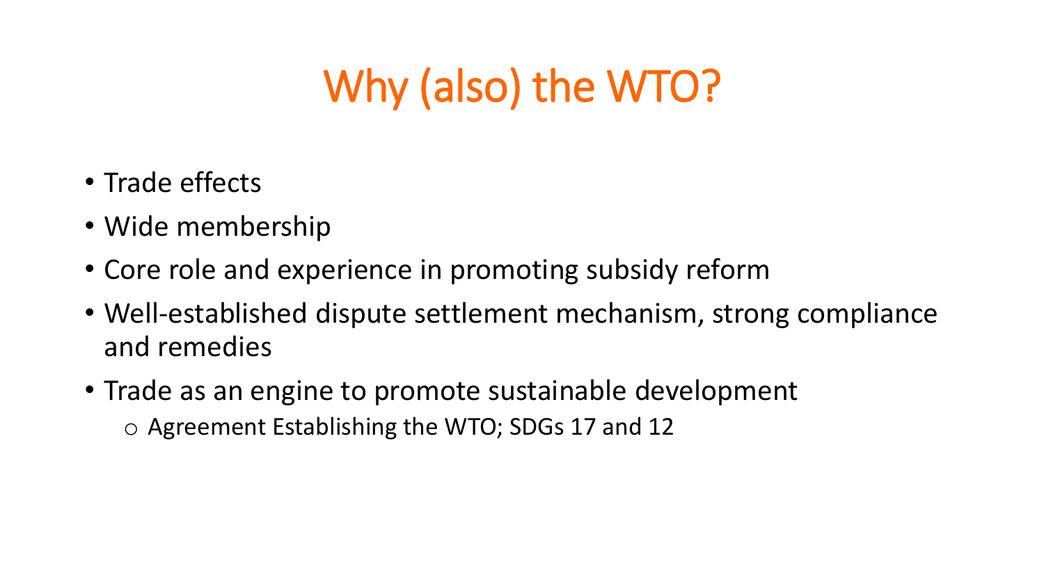# Why (also) the WTO?

- Trade effects
- Wide membership
- Core role and experience in promoting subsidy reform
- Well-established dispute settlement mechanism, strong compliance and remedies
- Trade as an engine to promote sustainable development
  - Agreement Establishing the WTO; SDGs 17 and 12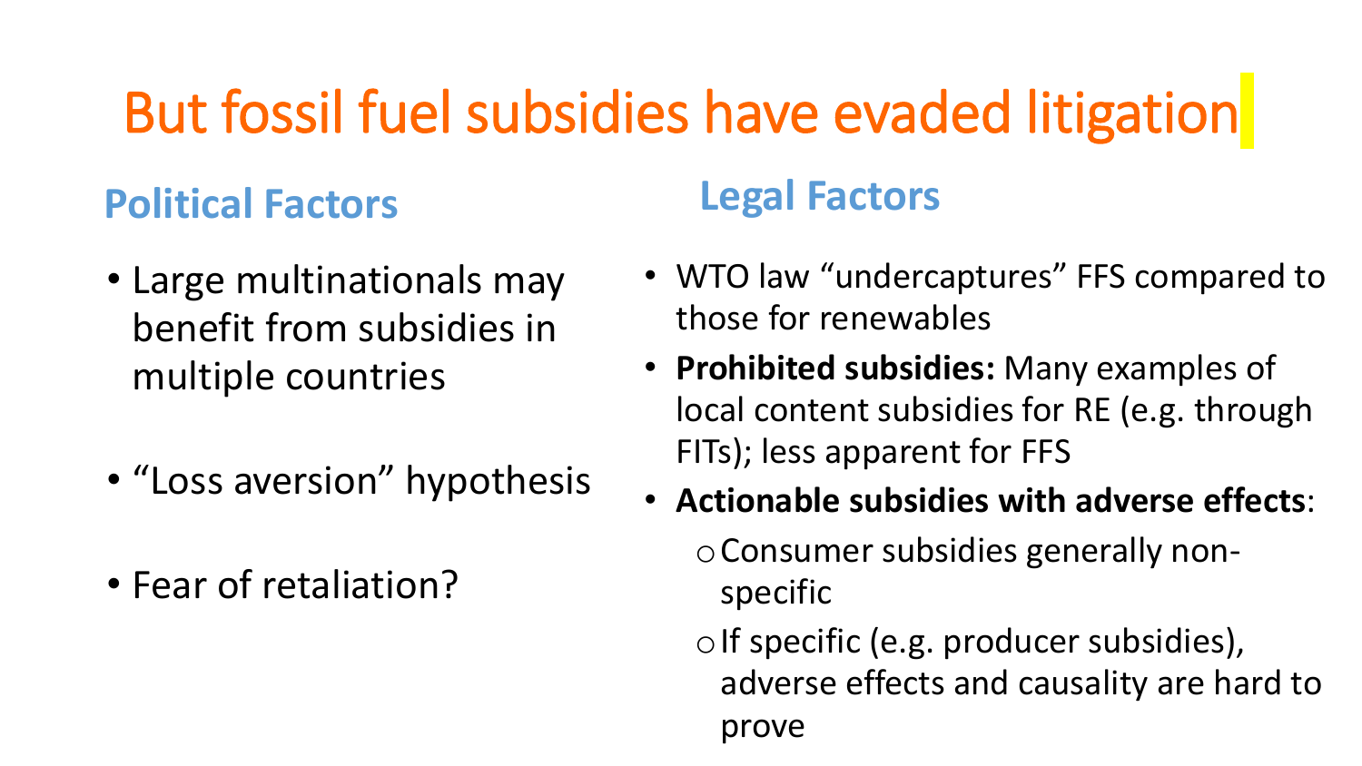# But fossil fuel subsidies have evaded litigation

## Political Factors

- Large multinationals may benefit from subsidies in multiple countries
- “Loss aversion” hypothesis
- Fear of retaliation?

## Legal Factors

- WTO law “undercaptures” FFS compared to those for renewables
- **Prohibited subsidies:** Many examples of local content subsidies for RE (e.g. through FITs); less apparent for FFS
- **Actionable subsidies with adverse effects**:
  - Consumer subsidies generally non-specific
  - If specific (e.g. producer subsidies), adverse effects and causality are hard to prove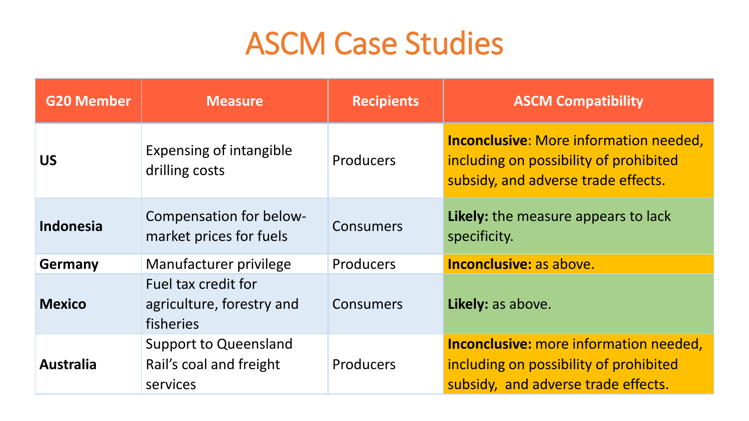# ASCM Case Studies

| G20 Member | Measure | Recipients | ASCM Compatibility |
|---|---|---|---|
| **US** | Expensing of intangible drilling costs | Producers | **Inconclusive**: More information needed, including on possibility of prohibited subsidy, and adverse trade effects. |
| **Indonesia** | Compensation for below-market prices for fuels | Consumers | **Likely:** the measure appears to lack specificity. |
| **Germany** | Manufacturer privilege | Producers | **Inconclusive:** as above. |
| **Mexico** | Fuel tax credit for agriculture, forestry and fisheries | Consumers | **Likely:** as above. |
| **Australia** | Support to Queensland Rail's coal and freight services | Producers | **Inconclusive:** more information needed, including on possibility of prohibited subsidy, and adverse trade effects. |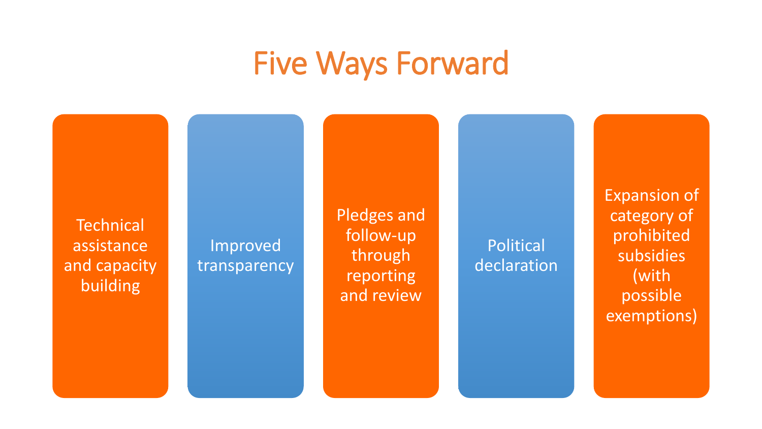# Five Ways Forward

- Technical assistance and capacity building
- Improved transparency
- Pledges and follow-up through reporting and review
- Political declaration
- Expansion of category of prohibited subsidies (with possible exemptions)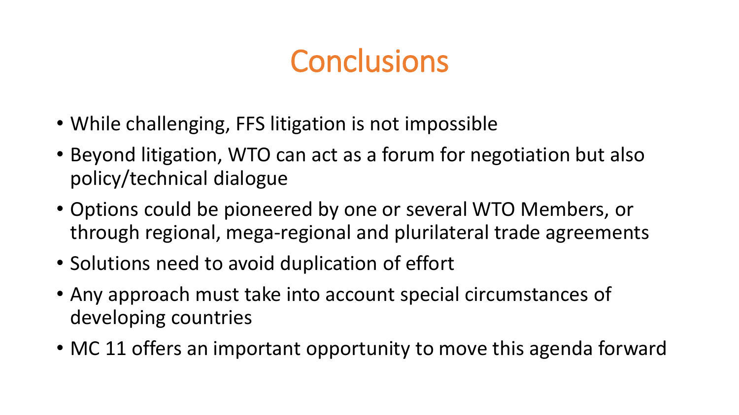# Conclusions

- While challenging, FFS litigation is not impossible
- Beyond litigation, WTO can act as a forum for negotiation but also policy/technical dialogue
- Options could be pioneered by one or several WTO Members, or through regional, mega-regional and plurilateral trade agreements
- Solutions need to avoid duplication of effort
- Any approach must take into account special circumstances of developing countries
- MC 11 offers an important opportunity to move this agenda forward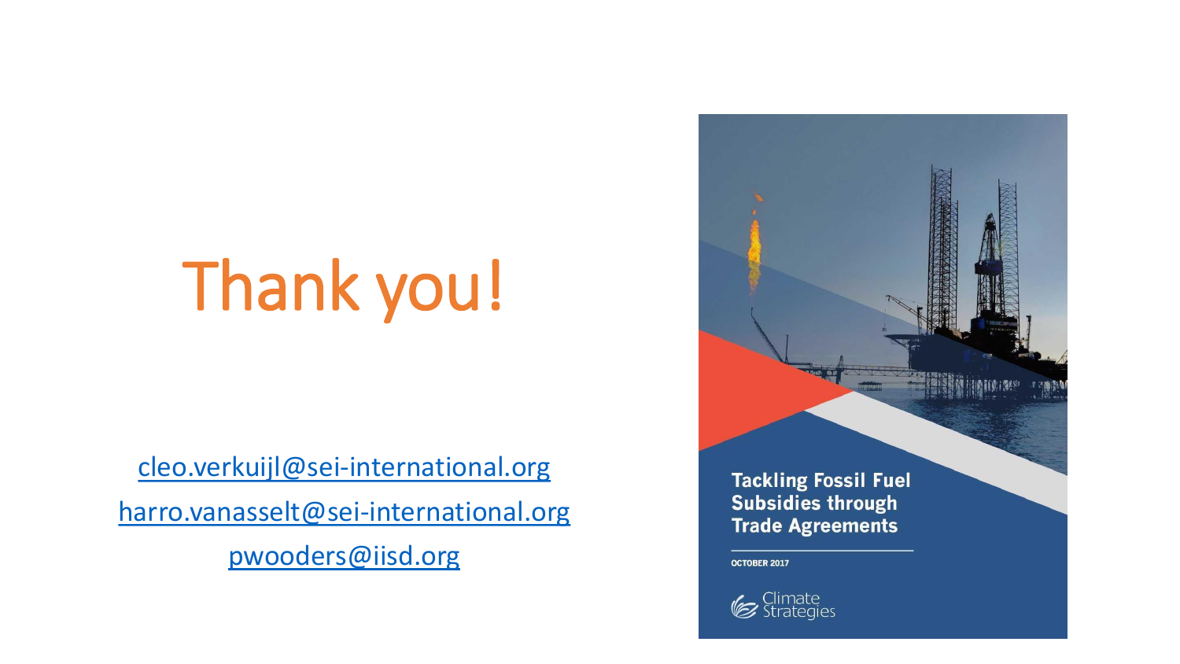# Thank you!

cleo.verkuijl@sei-international.org

harro.vanasselt@sei-international.org

pwooders@iisd.org

Tackling Fossil Fuel Subsidies through Trade Agreements

OCTOBER 2017

Climate Strategies